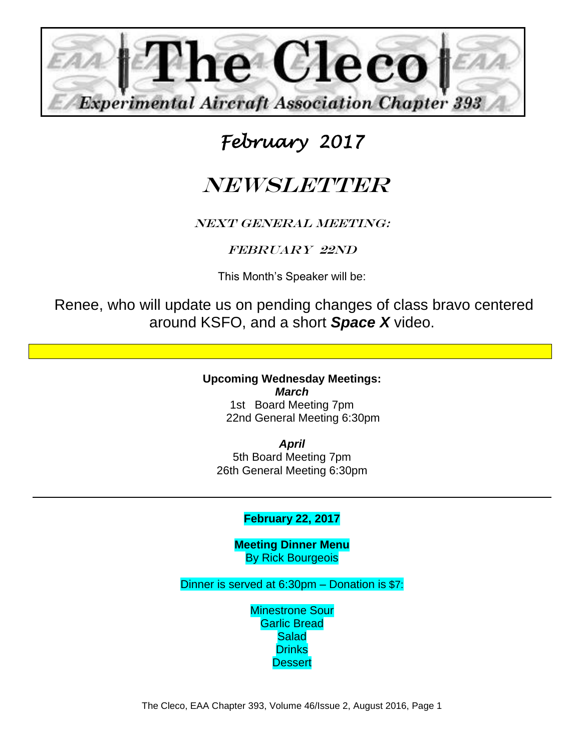# The Cleco

## Experimental Aircraft Association Chapter 393

## *February 2017*

# NEWSLETTER

### NEXT GENERAL MEETING:

### FEBRUARY 22ND

This Month's Speaker will be:

Renee, who will update us on pending changes of class bravo centered around KSFO, and a short ***Space X*** video.

---

**Upcoming Wednesday Meetings:**

***March***

1st Board Meeting 7pm
22nd General Meeting 6:30pm

***April***

5th Board Meeting 7pm
26th General Meeting 6:30pm

---

**February 22, 2017**

**Meeting Dinner Menu**
By Rick Bourgeois

Dinner is served at 6:30pm – Donation is $7:

Minestrone Sour
Garlic Bread
Salad
Drinks
Dessert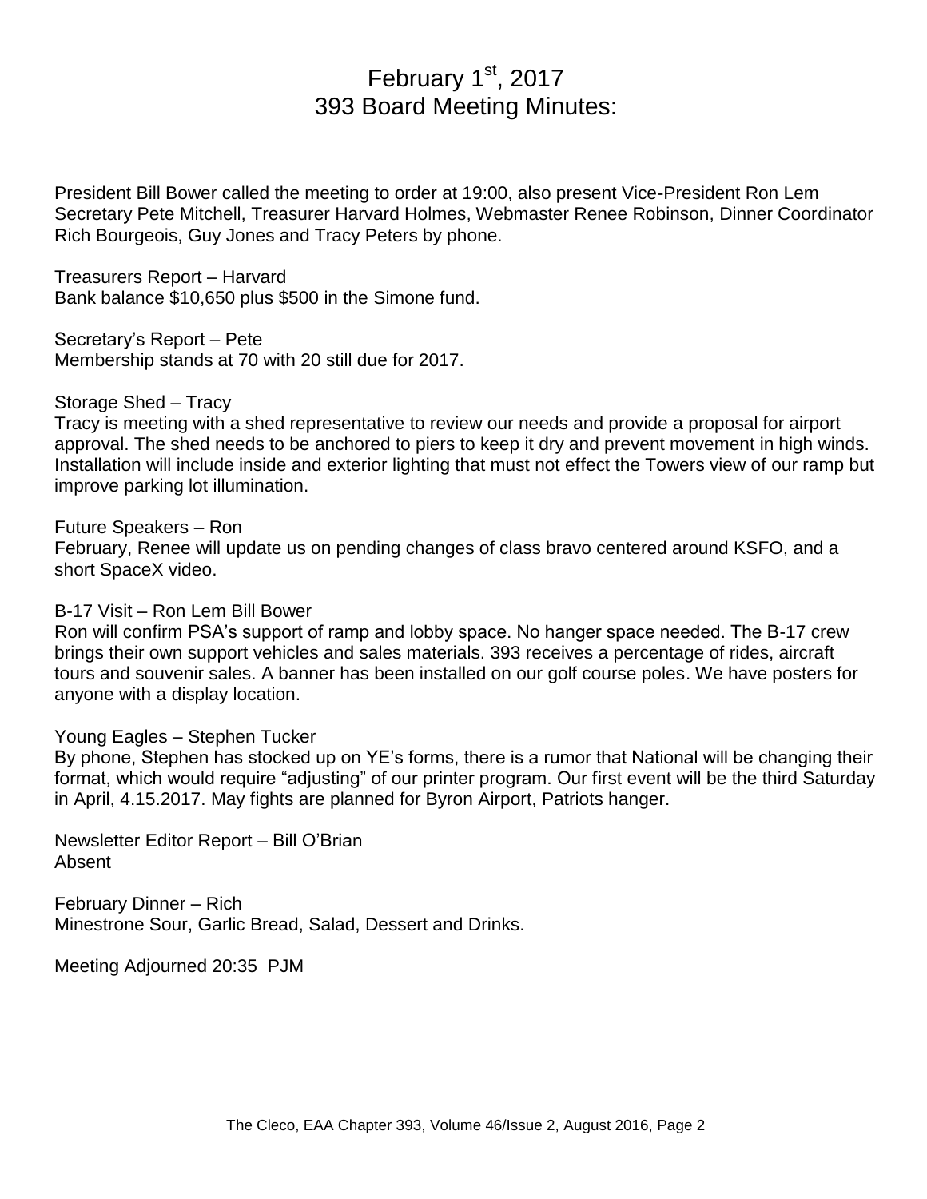# February 1st, 2017
# 393 Board Meeting Minutes:

President Bill Bower called the meeting to order at 19:00, also present Vice-President Ron Lem Secretary Pete Mitchell, Treasurer Harvard Holmes, Webmaster Renee Robinson, Dinner Coordinator Rich Bourgeois, Guy Jones and Tracy Peters by phone.

Treasurers Report – Harvard
Bank balance $10,650 plus $500 in the Simone fund.

Secretary's Report – Pete
Membership stands at 70 with 20 still due for 2017.

Storage Shed – Tracy
Tracy is meeting with a shed representative to review our needs and provide a proposal for airport approval. The shed needs to be anchored to piers to keep it dry and prevent movement in high winds. Installation will include inside and exterior lighting that must not effect the Towers view of our ramp but improve parking lot illumination.

Future Speakers – Ron
February, Renee will update us on pending changes of class bravo centered around KSFO, and a short SpaceX video.

B-17 Visit – Ron Lem Bill Bower
Ron will confirm PSA's support of ramp and lobby space. No hanger space needed. The B-17 crew brings their own support vehicles and sales materials. 393 receives a percentage of rides, aircraft tours and souvenir sales. A banner has been installed on our golf course poles. We have posters for anyone with a display location.

Young Eagles – Stephen Tucker
By phone, Stephen has stocked up on YE's forms, there is a rumor that National will be changing their format, which would require "adjusting" of our printer program. Our first event will be the third Saturday in April, 4.15.2017. May fights are planned for Byron Airport, Patriots hanger.

Newsletter Editor Report – Bill O'Brian
Absent

February Dinner – Rich
Minestrone Sour, Garlic Bread, Salad, Dessert and Drinks.

Meeting Adjourned 20:35 PJM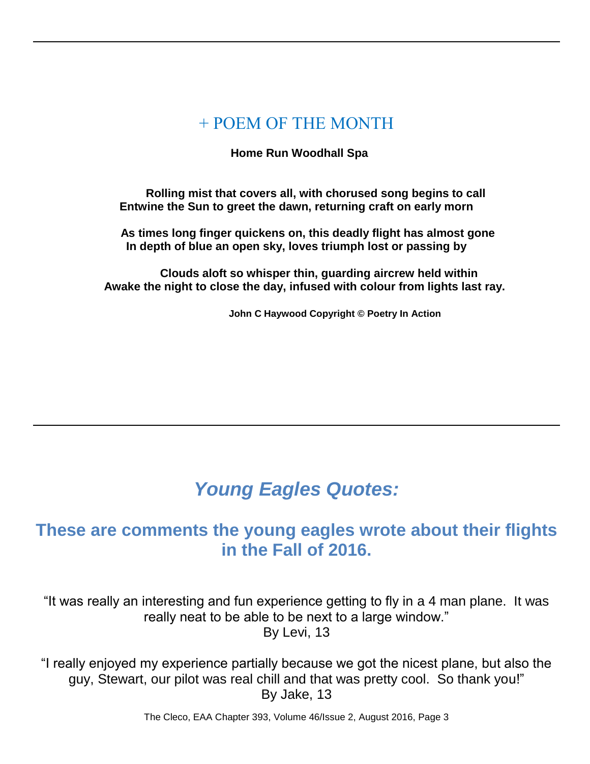## + POEM OF THE MONTH

**Home Run Woodhall Spa**

**Rolling mist that covers all, with chorused song begins to call**
**Entwine the Sun to greet the dawn, returning craft on early morn**

**As times long finger quickens on, this deadly flight has almost gone**
**In depth of blue an open sky, loves triumph lost or passing by**

**Clouds aloft so whisper thin, guarding aircrew held within**
**Awake the night to close the day, infused with colour from lights last ray.**

**John C Haywood Copyright © Poetry In Action**

---

## *Young Eagles Quotes:*

### These are comments the young eagles wrote about their flights in the Fall of 2016.

"It was really an interesting and fun experience getting to fly in a 4 man plane. It was really neat to be able to be next to a large window."
By Levi, 13

"I really enjoyed my experience partially because we got the nicest plane, but also the guy, Stewart, our pilot was real chill and that was pretty cool. So thank you!"
By Jake, 13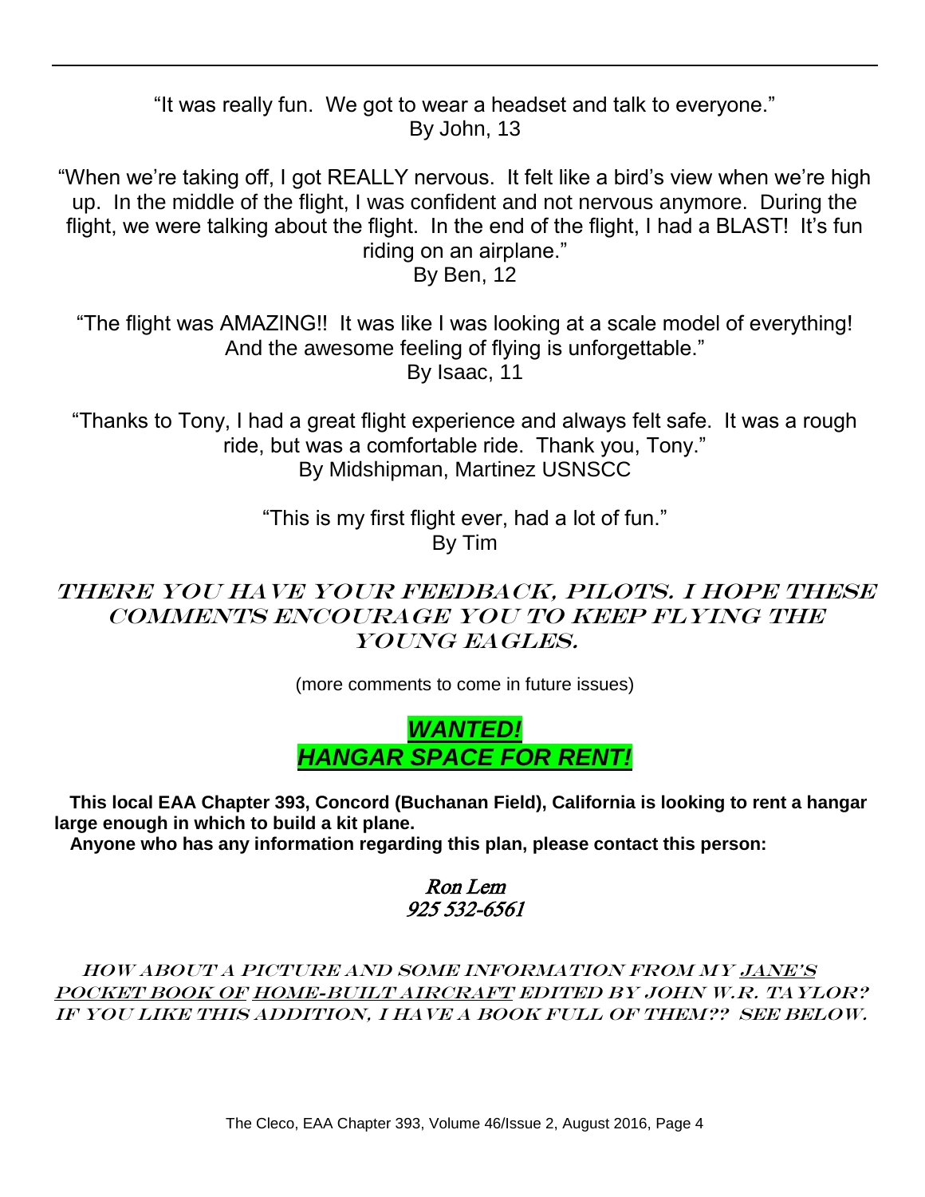"It was really fun. We got to wear a headset and talk to everyone."
By John, 13

"When we're taking off, I got REALLY nervous. It felt like a bird's view when we're high up. In the middle of the flight, I was confident and not nervous anymore. During the flight, we were talking about the flight. In the end of the flight, I had a BLAST! It's fun riding on an airplane."
By Ben, 12

"The flight was AMAZING!! It was like I was looking at a scale model of everything! And the awesome feeling of flying is unforgettable."
By Isaac, 11

"Thanks to Tony, I had a great flight experience and always felt safe. It was a rough ride, but was a comfortable ride. Thank you, Tony."
By Midshipman, Martinez USNSCC

"This is my first flight ever, had a lot of fun."
By Tim

*THERE YOU HAVE YOUR FEEDBACK, PILOTS. I HOPE THESE COMMENTS ENCOURAGE YOU TO KEEP FLYING THE YOUNG EAGLES.*

(more comments to come in future issues)

## ***WANTED!***
## ***HANGAR SPACE FOR RENT!***

**This local EAA Chapter 393, Concord (Buchanan Field), California is looking to rent a hangar large enough in which to build a kit plane.**

**Anyone who has any information regarding this plan, please contact this person:**

*Ron Lem*
*925 532-6561*

*HOW ABOUT A PICTURE AND SOME INFORMATION FROM MY JANE'S POCKET BOOK OF HOME-BUILT AIRCRAFT EDITED BY JOHN W.R. TAYLOR? IF YOU LIKE THIS ADDITION, I HAVE A BOOK FULL OF THEM?? SEE BELOW.*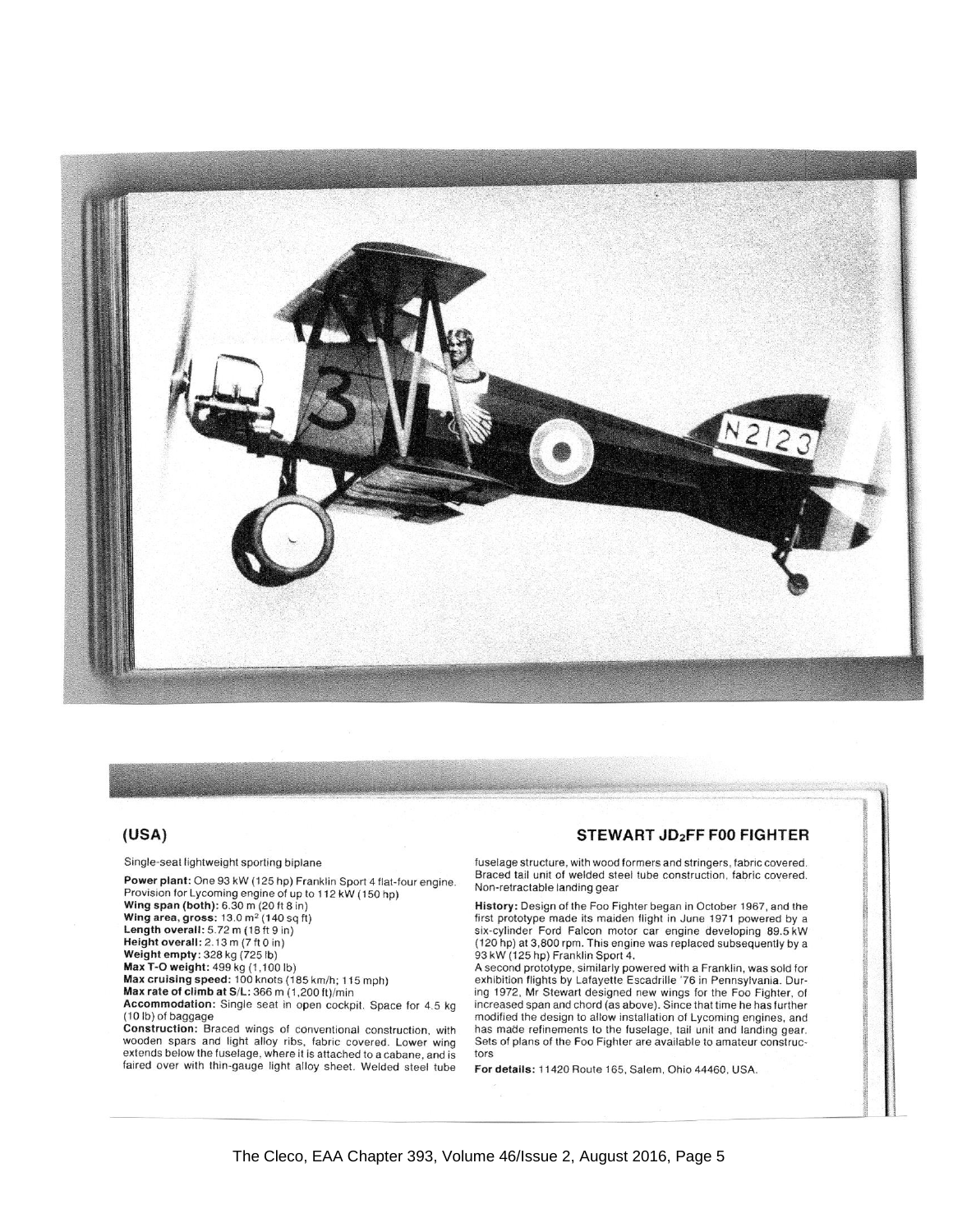(USA)

## STEWART JD$_2$FF F00 FIGHTER

Single-seat lightweight sporting biplane

**Power plant:** One 93 kW (125 hp) Franklin Sport 4 flat-four engine. Provision for Lycoming engine of up to 112 kW (150 hp)
**Wing span (both):** 6.30 m (20 ft 8 in)
**Wing area, gross:** 13.0 m$^2$ (140 sq ft)
**Length overall:** 5.72 m (18 ft 9 in)
**Height overall:** 2.13 m (7 ft 0 in)
**Weight empty:** 328 kg (725 lb)
**Max T-O weight:** 499 kg (1,100 lb)
**Max cruising speed:** 100 knots (185 km/h; 115 mph)
**Max rate of climb at S/L:** 366 m (1,200 ft)/min
**Accommodation:** Single seat in open cockpit. Space for 4.5 kg (10 lb) of baggage
**Construction:** Braced wings of conventional construction, with wooden spars and light alloy ribs, fabric covered. Lower wing extends below the fuselage, where it is attached to a cabane, and is faired over with thin-gauge light alloy sheet. Welded steel tube fuselage structure, with wood formers and stringers, fabric covered. Braced tail unit of welded steel tube construction, fabric covered. Non-retractable landing gear

**History:** Design of the Foo Fighter began in October 1967, and the first prototype made its maiden flight in June 1971 powered by a six-cylinder Ford Falcon motor car engine developing 89.5 kW (120 hp) at 3,800 rpm. This engine was replaced subsequently by a 93 kW (125 hp) Franklin Sport 4.

A second prototype, similarly powered with a Franklin, was sold for exhibition flights by Lafayette Escadrille '76 in Pennsylvania. During 1972, Mr Stewart designed new wings for the Foo Fighter, of increased span and chord (as above). Since that time he has further modified the design to allow installation of Lycoming engines, and has made refinements to the fuselage, tail unit and landing gear. Sets of plans of the Foo Fighter are available to amateur constructors

**For details:** 11420 Route 165, Salem, Ohio 44460, USA.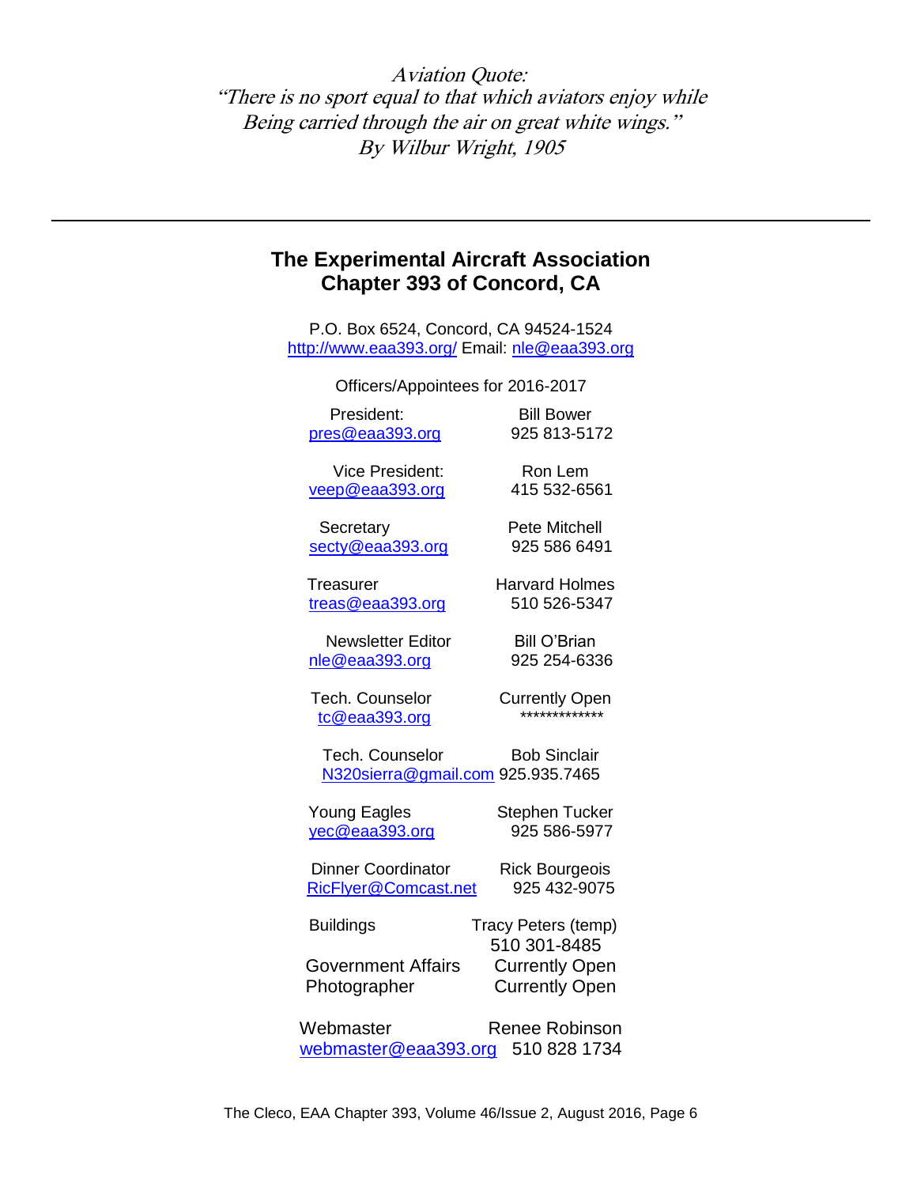*Aviation Quote:*
*"There is no sport equal to that which aviators enjoy while*
*Being carried through the air on great white wings."*
*By Wilbur Wright, 1905*

---

## The Experimental Aircraft Association
## Chapter 393 of Concord, CA

P.O. Box 6524, Concord, CA 94524-1524
http://www.eaa393.org/ Email: nle@eaa393.org

Officers/Appointees for 2016-2017

| Position | Name / Phone |
|---|---|
| President: pres@eaa393.org | Bill Bower 925 813-5172 |
| Vice President: veep@eaa393.org | Ron Lem 415 532-6561 |
| Secretary secty@eaa393.org | Pete Mitchell 925 586 6491 |
| Treasurer treas@eaa393.org | Harvard Holmes 510 526-5347 |
| Newsletter Editor nle@eaa393.org | Bill O'Brian 925 254-6336 |
| Tech. Counselor tc@eaa393.org | Currently Open ************* |
| Tech. Counselor N320sierra@gmail.com | Bob Sinclair 925.935.7465 |
| Young Eagles yec@eaa393.org | Stephen Tucker 925 586-5977 |
| Dinner Coordinator RicFlyer@Comcast.net | Rick Bourgeois 925 432-9075 |
| Buildings | Tracy Peters (temp) 510 301-8485 |
| Government Affairs | Currently Open |
| Photographer | Currently Open |
| Webmaster webmaster@eaa393.org | Renee Robinson 510 828 1734 |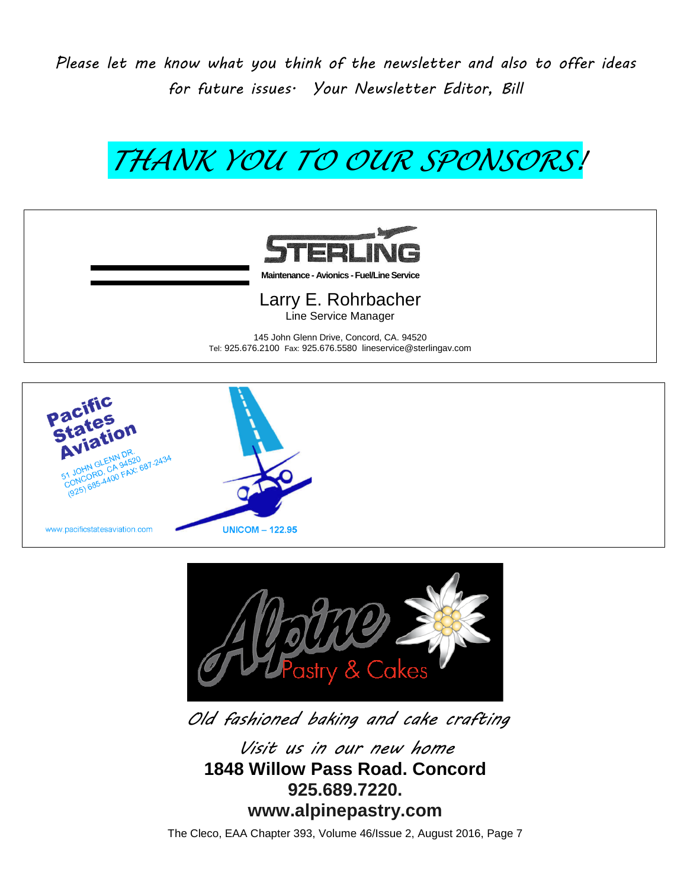*Please let me know what you think of the newsletter and also to offer ideas for future issues. Your Newsletter Editor, Bill*

# *THANK YOU TO OUR SPONSORS!*

**STERLING**

Maintenance - Avionics - Fuel/Line Service

Larry E. Rohrbacher
Line Service Manager

145 John Glenn Drive, Concord, CA. 94520
Tel: 925.676.2100 Fax: 925.676.5580 lineservice@sterlingav.com

**Pacific States Aviation**

51 JOHN GLENN DR.
CONCORD, CA 94520
(925) 685-4400 FAX: 687-2434

www.pacificstatesaviation.com

UNICOM – 122.95

**Alpine** Pastry & Cakes

*Old fashioned baking and cake crafting*

*Visit us in our new home*

**1848 Willow Pass Road. Concord**

**925.689.7220.**

**www.alpinepastry.com**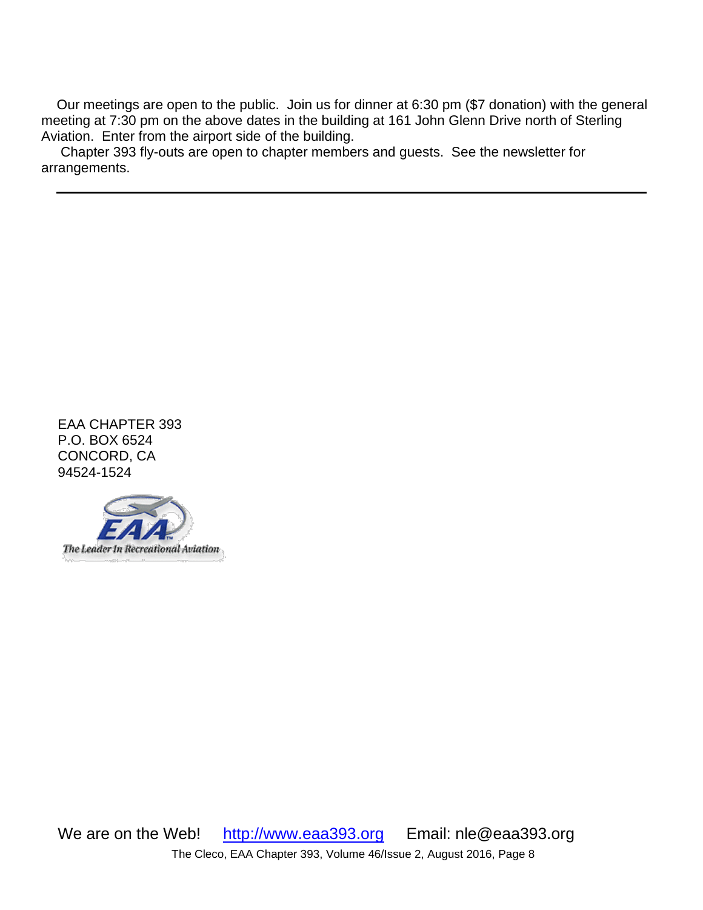Our meetings are open to the public. Join us for dinner at 6:30 pm ($7 donation) with the general meeting at 7:30 pm on the above dates in the building at 161 John Glenn Drive north of Sterling Aviation. Enter from the airport side of the building.

Chapter 393 fly-outs are open to chapter members and guests. See the newsletter for arrangements.

---

EAA CHAPTER 393
P.O. BOX 6524
CONCORD, CA
94524-1524

EAA
The Leader In Recreational Aviation

We are on the Web! http://www.eaa393.org Email: nle@eaa393.org